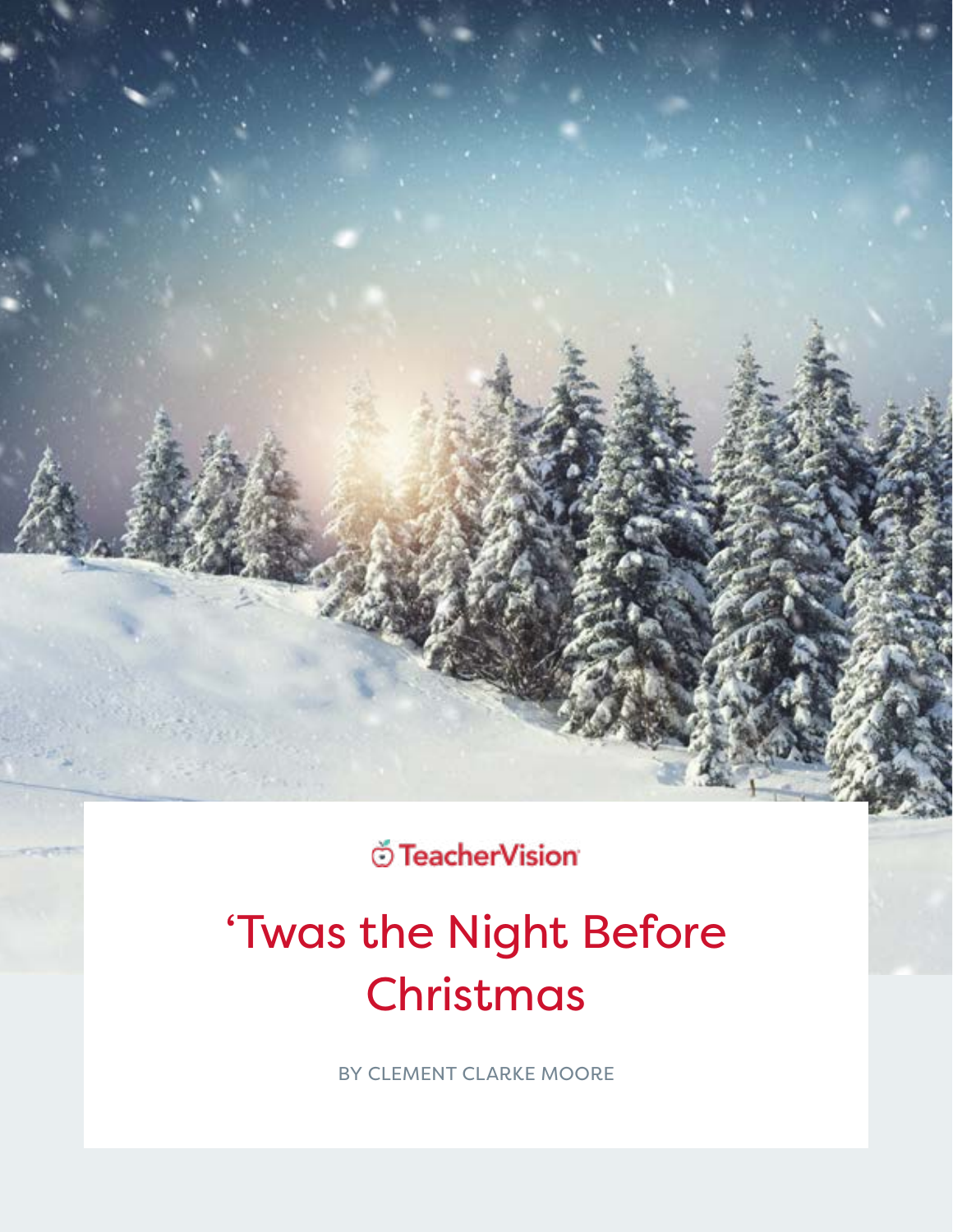TeacherVision

# ‘Twas the Night Before Christmas

BY CLEMENT CLARKE MOORE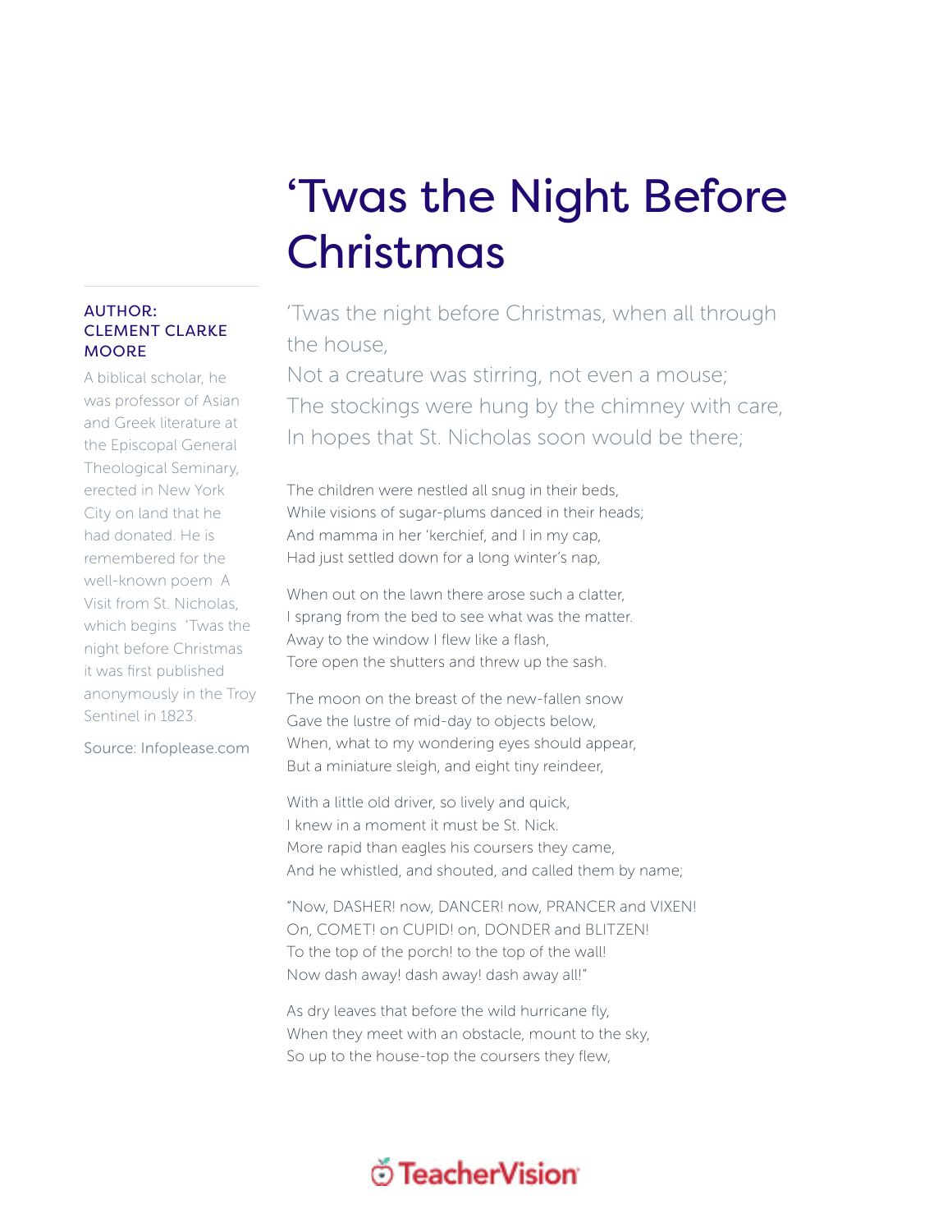# 'Twas the Night Before Christmas

**AUTHOR: CLEMENT CLARKE MOORE**

A biblical scholar, he was professor of Asian and Greek literature at the Episcopal General Theological Seminary, erected in New York City on land that he had donated. He is remembered for the well-known poem A Visit from St. Nicholas, which begins 'Twas the night before Christmas it was first published anonymously in the Troy Sentinel in 1823.

Source: Infoplease.com

'Twas the night before Christmas, when all through the house,
Not a creature was stirring, not even a mouse;
The stockings were hung by the chimney with care,
In hopes that St. Nicholas soon would be there;

The children were nestled all snug in their beds,
While visions of sugar-plums danced in their heads;
And mamma in her 'kerchief, and I in my cap,
Had just settled down for a long winter's nap,

When out on the lawn there arose such a clatter,
I sprang from the bed to see what was the matter.
Away to the window I flew like a flash,
Tore open the shutters and threw up the sash.

The moon on the breast of the new-fallen snow
Gave the lustre of mid-day to objects below,
When, what to my wondering eyes should appear,
But a miniature sleigh, and eight tiny reindeer,

With a little old driver, so lively and quick,
I knew in a moment it must be St. Nick.
More rapid than eagles his coursers they came,
And he whistled, and shouted, and called them by name;

"Now, DASHER! now, DANCER! now, PRANCER and VIXEN!
On, COMET! on CUPID! on, DONDER and BLITZEN!
To the top of the porch! to the top of the wall!
Now dash away! dash away! dash away all!"

As dry leaves that before the wild hurricane fly,
When they meet with an obstacle, mount to the sky,
So up to the house-top the coursers they flew,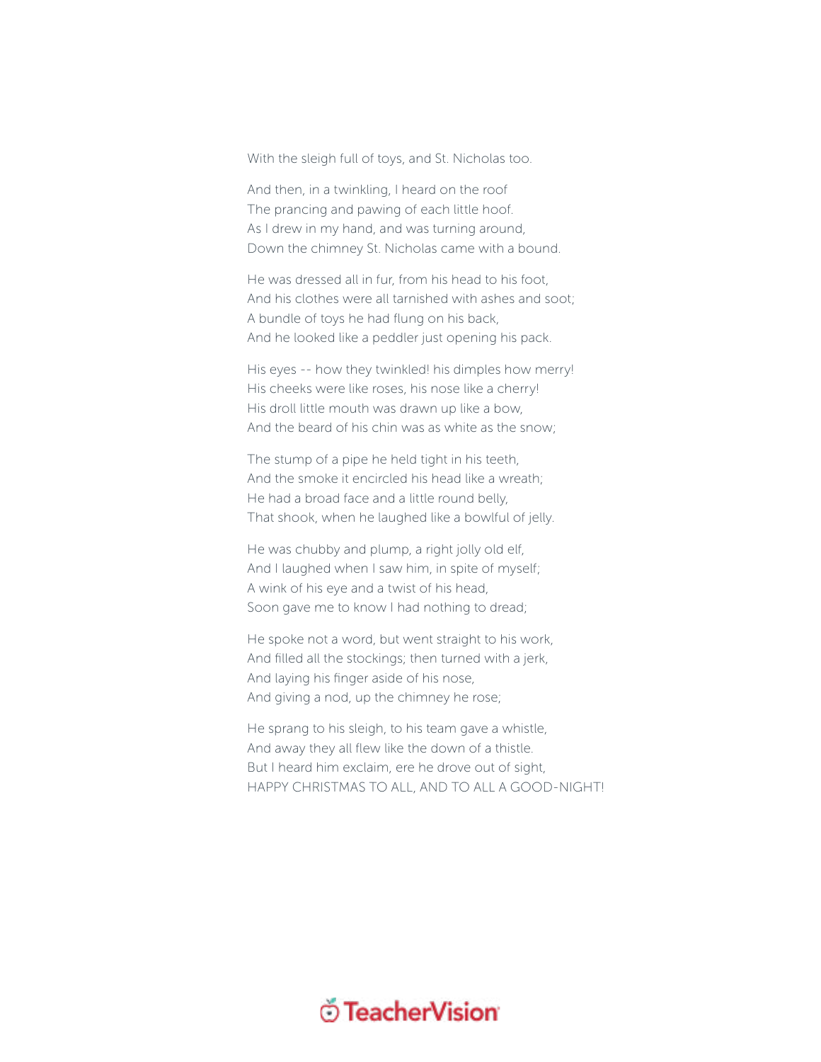With the sleigh full of toys, and St. Nicholas too.

And then, in a twinkling, I heard on the roof  
The prancing and pawing of each little hoof.  
As I drew in my hand, and was turning around,  
Down the chimney St. Nicholas came with a bound.

He was dressed all in fur, from his head to his foot,  
And his clothes were all tarnished with ashes and soot;  
A bundle of toys he had flung on his back,  
And he looked like a peddler just opening his pack.

His eyes -- how they twinkled! his dimples how merry!  
His cheeks were like roses, his nose like a cherry!  
His droll little mouth was drawn up like a bow,  
And the beard of his chin was as white as the snow;

The stump of a pipe he held tight in his teeth,  
And the smoke it encircled his head like a wreath;  
He had a broad face and a little round belly,  
That shook, when he laughed like a bowlful of jelly.

He was chubby and plump, a right jolly old elf,  
And I laughed when I saw him, in spite of myself;  
A wink of his eye and a twist of his head,  
Soon gave me to know I had nothing to dread;

He spoke not a word, but went straight to his work,  
And filled all the stockings; then turned with a jerk,  
And laying his finger aside of his nose,  
And giving a nod, up the chimney he rose;

He sprang to his sleigh, to his team gave a whistle,  
And away they all flew like the down of a thistle.  
But I heard him exclaim, ere he drove out of sight,  
HAPPY CHRISTMAS TO ALL, AND TO ALL A GOOD-NIGHT!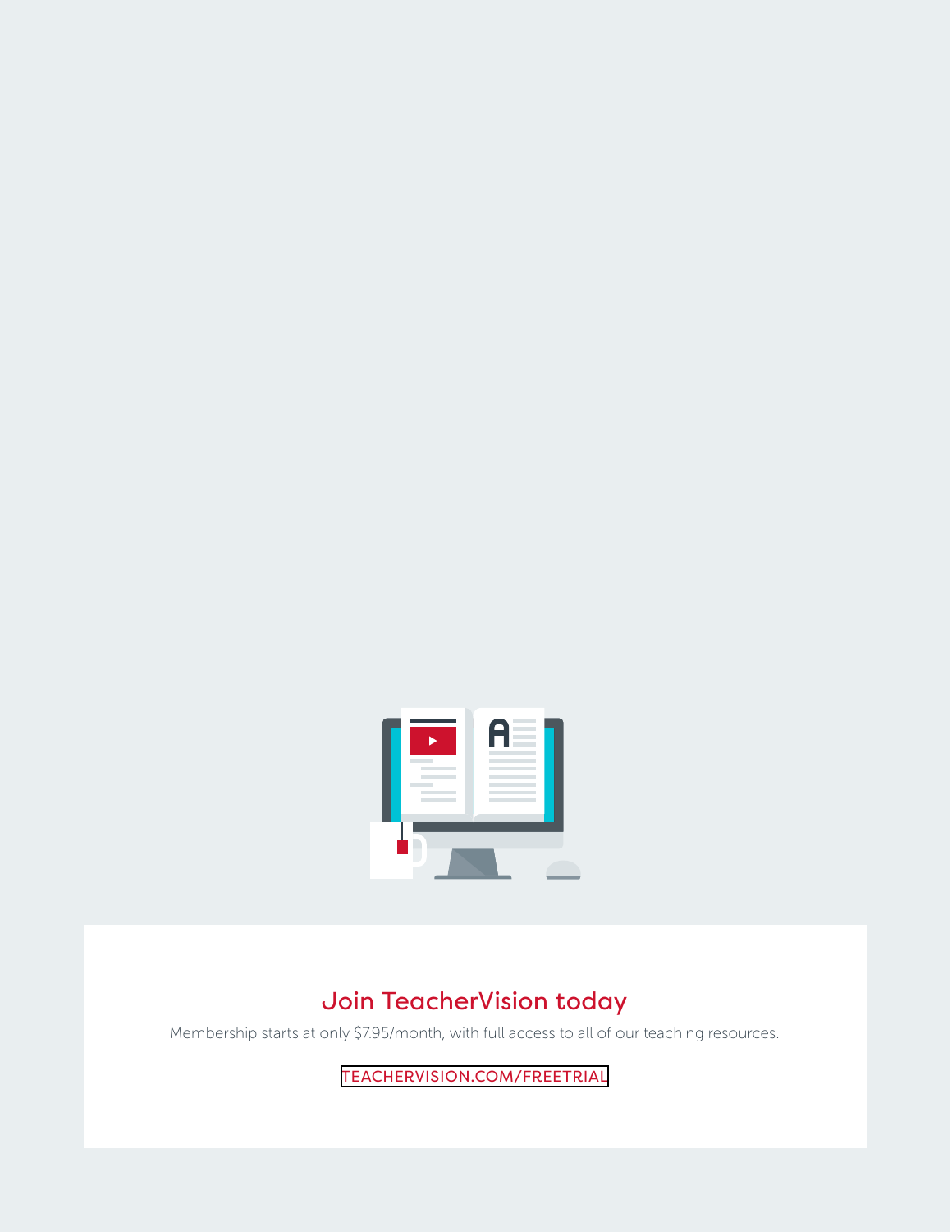## Join TeacherVision today

Membership starts at only $7.95/month, with full access to all of our teaching resources.

TEACHERVISION.COM/FREETRIAL